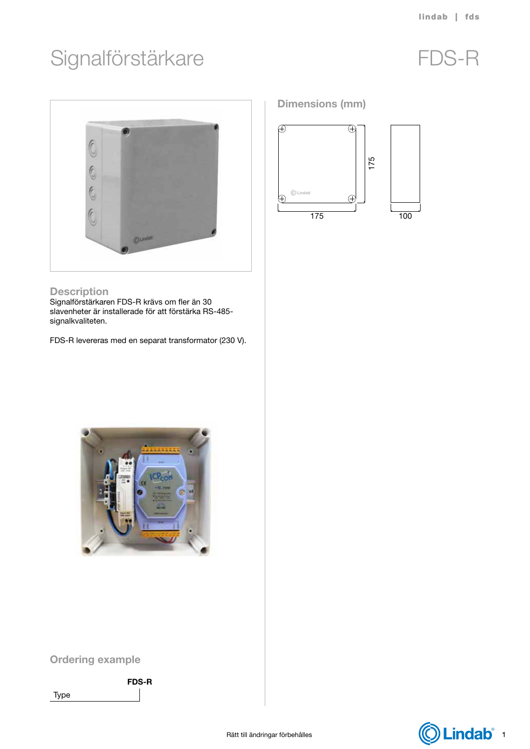# Signalförstärkare

# FDS-R

## Dimensions (mm)

175

175

100

## Description

Signalförstärkaren FDS-R krävs om fler än 30 slavenheter är installerade för att förstärka RS-485-signalkvaliteten.

FDS-R levereras med en separat transformator (230 V).

## Ordering example

| | FDS-R |
|---|---|
| Type | |

Rätt till ändringar förbehålles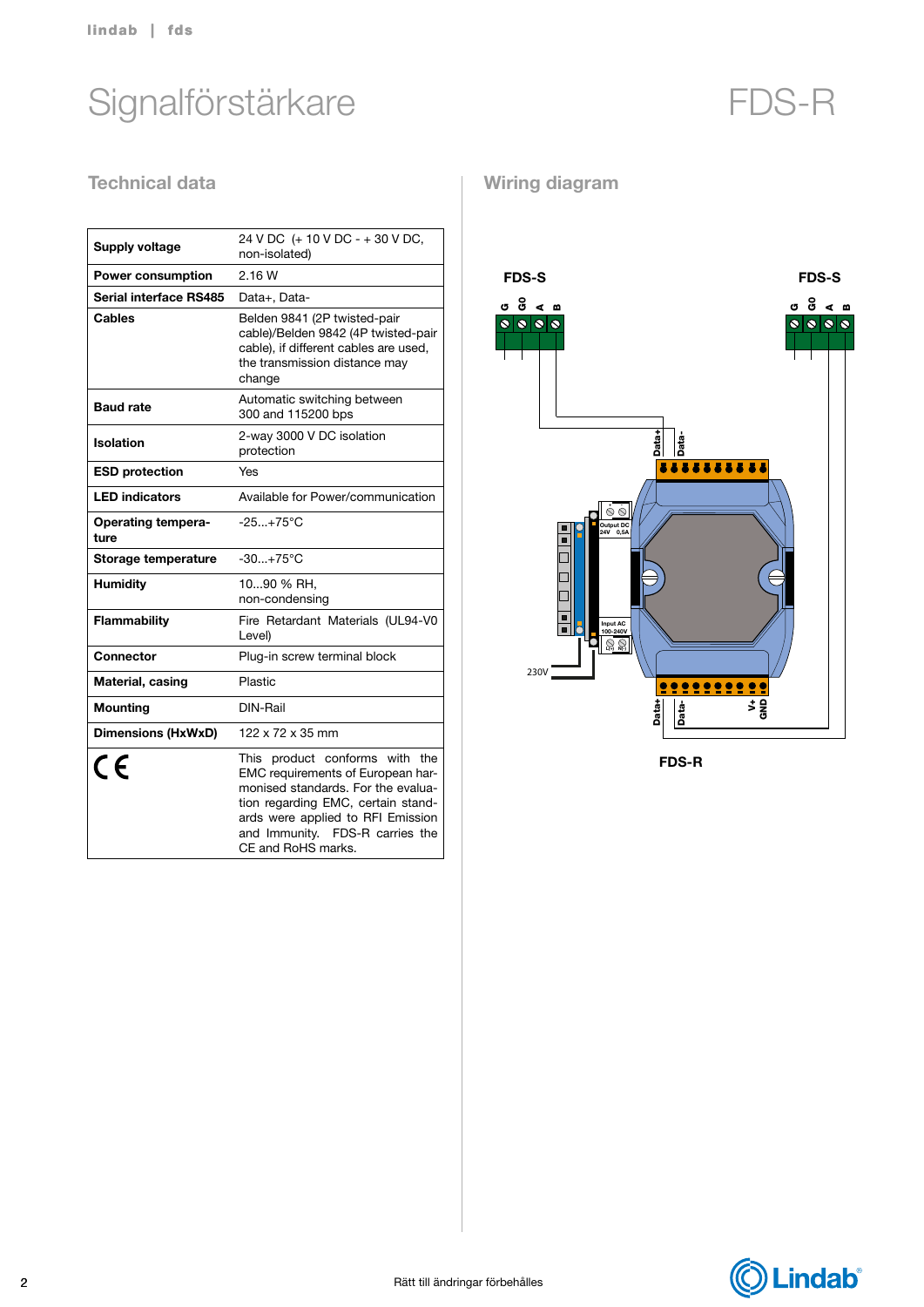# Signalförstärkare

# FDS-R

## Technical data

| | |
|---|---|
| **Supply voltage** | 24 V DC (+ 10 V DC - + 30 V DC, non-isolated) |
| **Power consumption** | 2.16 W |
| **Serial interface RS485** | Data+, Data- |
| **Cables** | Belden 9841 (2P twisted-pair cable)/Belden 9842 (4P twisted-pair cable), if different cables are used, the transmission distance may change |
| **Baud rate** | Automatic switching between 300 and 115200 bps |
| **Isolation** | 2-way 3000 V DC isolation protection |
| **ESD protection** | Yes |
| **LED indicators** | Available for Power/communication |
| **Operating temperature** | -25...+75°C |
| **Storage temperature** | -30...+75°C |
| **Humidity** | 10...90 % RH, non-condensing |
| **Flammability** | Fire Retardant Materials (UL94-V0 Level) |
| **Connector** | Plug-in screw terminal block |
| **Material, casing** | Plastic |
| **Mounting** | DIN-Rail |
| **Dimensions (HxWxD)** | 122 x 72 x 35 mm |
| **CE** | This product conforms with the EMC requirements of European harmonised standards. For the evaluation regarding EMC, certain standards were applied to RFI Emission and Immunity. FDS-R carries the CE and RoHS marks. |

## Wiring diagram

FDS-S

G G0 A B

FDS-S

G G0 A B

Data+ Data-

Output DC 24V 0,5A

Input AC 100-240V

230V

Data+ Data- V+ GND

FDS-R

Rätt till ändringar förbehålles